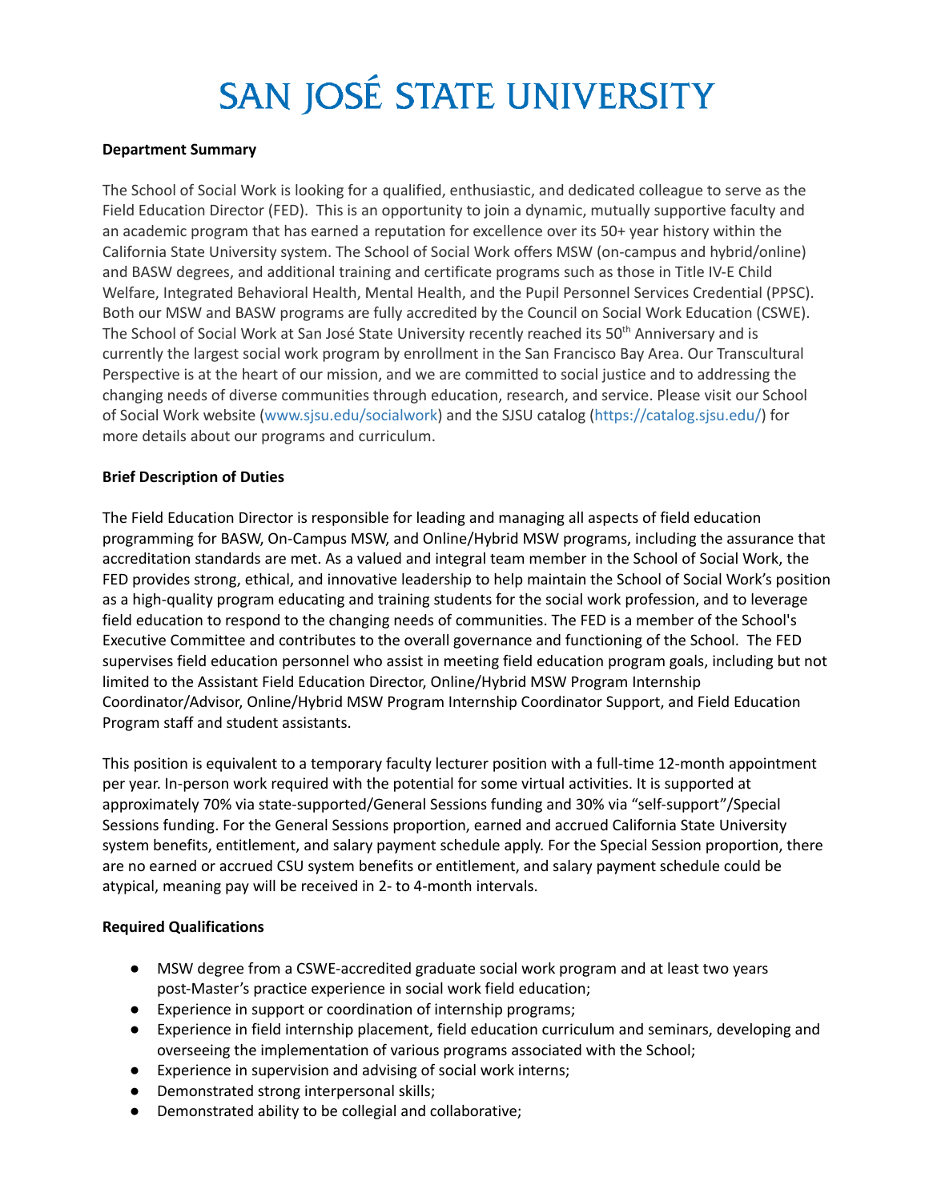# SAN JOSÉ STATE UNIVERSITY

**Department Summary**

The School of Social Work is looking for a qualified, enthusiastic, and dedicated colleague to serve as the Field Education Director (FED). This is an opportunity to join a dynamic, mutually supportive faculty and an academic program that has earned a reputation for excellence over its 50+ year history within the California State University system. The School of Social Work offers MSW (on-campus and hybrid/online) and BASW degrees, and additional training and certificate programs such as those in Title IV-E Child Welfare, Integrated Behavioral Health, Mental Health, and the Pupil Personnel Services Credential (PPSC). Both our MSW and BASW programs are fully accredited by the Council on Social Work Education (CSWE). The School of Social Work at San José State University recently reached its 50th Anniversary and is currently the largest social work program by enrollment in the San Francisco Bay Area. Our Transcultural Perspective is at the heart of our mission, and we are committed to social justice and to addressing the changing needs of diverse communities through education, research, and service. Please visit our School of Social Work website (www.sjsu.edu/socialwork) and the SJSU catalog (https://catalog.sjsu.edu/) for more details about our programs and curriculum.

**Brief Description of Duties**

The Field Education Director is responsible for leading and managing all aspects of field education programming for BASW, On-Campus MSW, and Online/Hybrid MSW programs, including the assurance that accreditation standards are met. As a valued and integral team member in the School of Social Work, the FED provides strong, ethical, and innovative leadership to help maintain the School of Social Work's position as a high-quality program educating and training students for the social work profession, and to leverage field education to respond to the changing needs of communities. The FED is a member of the School's Executive Committee and contributes to the overall governance and functioning of the School. The FED supervises field education personnel who assist in meeting field education program goals, including but not limited to the Assistant Field Education Director, Online/Hybrid MSW Program Internship Coordinator/Advisor, Online/Hybrid MSW Program Internship Coordinator Support, and Field Education Program staff and student assistants.

This position is equivalent to a temporary faculty lecturer position with a full-time 12-month appointment per year. In-person work required with the potential for some virtual activities. It is supported at approximately 70% via state-supported/General Sessions funding and 30% via "self-support"/Special Sessions funding. For the General Sessions proportion, earned and accrued California State University system benefits, entitlement, and salary payment schedule apply. For the Special Session proportion, there are no earned or accrued CSU system benefits or entitlement, and salary payment schedule could be atypical, meaning pay will be received in 2- to 4-month intervals.

**Required Qualifications**

- MSW degree from a CSWE-accredited graduate social work program and at least two years post-Master's practice experience in social work field education;
- Experience in support or coordination of internship programs;
- Experience in field internship placement, field education curriculum and seminars, developing and overseeing the implementation of various programs associated with the School;
- Experience in supervision and advising of social work interns;
- Demonstrated strong interpersonal skills;
- Demonstrated ability to be collegial and collaborative;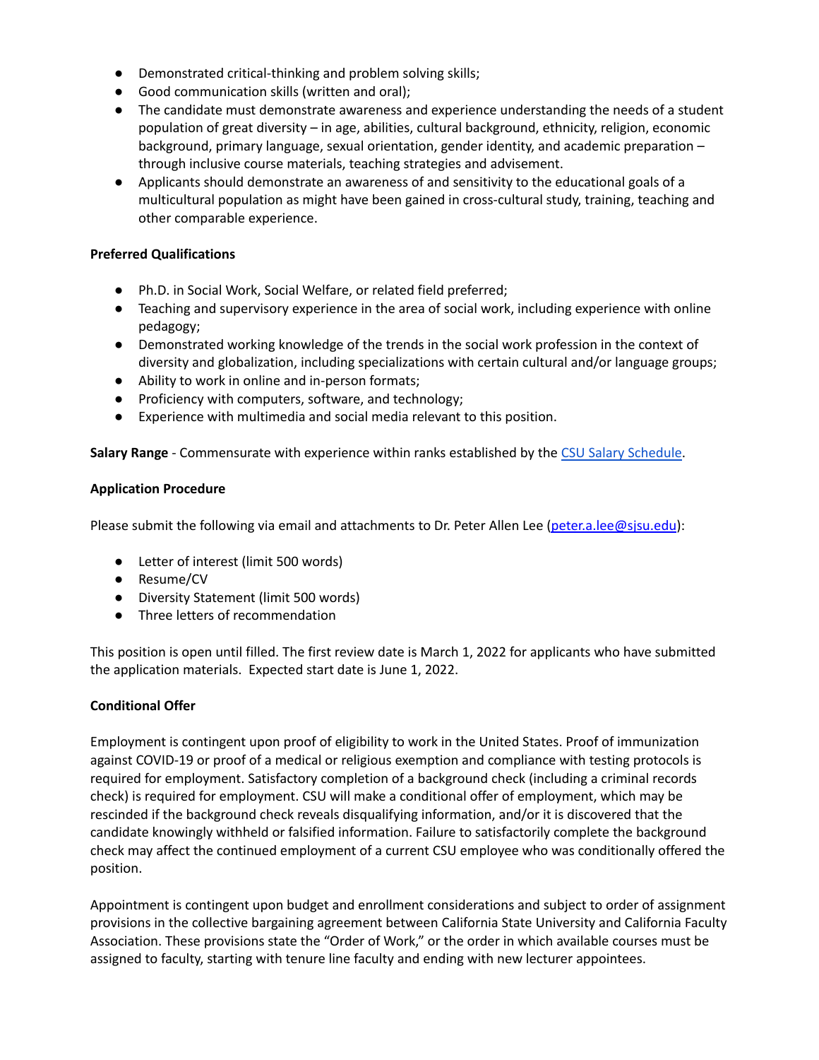- Demonstrated critical-thinking and problem solving skills;
- Good communication skills (written and oral);
- The candidate must demonstrate awareness and experience understanding the needs of a student population of great diversity – in age, abilities, cultural background, ethnicity, religion, economic background, primary language, sexual orientation, gender identity, and academic preparation – through inclusive course materials, teaching strategies and advisement.
- Applicants should demonstrate an awareness of and sensitivity to the educational goals of a multicultural population as might have been gained in cross-cultural study, training, teaching and other comparable experience.

**Preferred Qualifications**

- Ph.D. in Social Work, Social Welfare, or related field preferred;
- Teaching and supervisory experience in the area of social work, including experience with online pedagogy;
- Demonstrated working knowledge of the trends in the social work profession in the context of diversity and globalization, including specializations with certain cultural and/or language groups;
- Ability to work in online and in-person formats;
- Proficiency with computers, software, and technology;
- Experience with multimedia and social media relevant to this position.

**Salary Range** - Commensurate with experience within ranks established by the CSU Salary Schedule.

**Application Procedure**

Please submit the following via email and attachments to Dr. Peter Allen Lee (peter.a.lee@sjsu.edu):

- Letter of interest (limit 500 words)
- Resume/CV
- Diversity Statement (limit 500 words)
- Three letters of recommendation

This position is open until filled. The first review date is March 1, 2022 for applicants who have submitted the application materials. Expected start date is June 1, 2022.

**Conditional Offer**

Employment is contingent upon proof of eligibility to work in the United States. Proof of immunization against COVID-19 or proof of a medical or religious exemption and compliance with testing protocols is required for employment. Satisfactory completion of a background check (including a criminal records check) is required for employment. CSU will make a conditional offer of employment, which may be rescinded if the background check reveals disqualifying information, and/or it is discovered that the candidate knowingly withheld or falsified information. Failure to satisfactorily complete the background check may affect the continued employment of a current CSU employee who was conditionally offered the position.

Appointment is contingent upon budget and enrollment considerations and subject to order of assignment provisions in the collective bargaining agreement between California State University and California Faculty Association. These provisions state the "Order of Work," or the order in which available courses must be assigned to faculty, starting with tenure line faculty and ending with new lecturer appointees.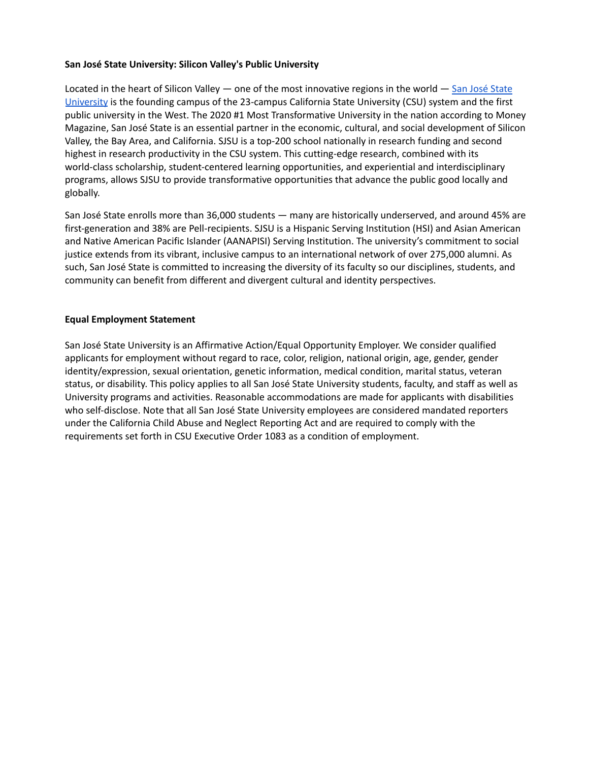**San José State University: Silicon Valley's Public University**

Located in the heart of Silicon Valley — one of the most innovative regions in the world — San José State University is the founding campus of the 23-campus California State University (CSU) system and the first public university in the West. The 2020 #1 Most Transformative University in the nation according to Money Magazine, San José State is an essential partner in the economic, cultural, and social development of Silicon Valley, the Bay Area, and California. SJSU is a top-200 school nationally in research funding and second highest in research productivity in the CSU system. This cutting-edge research, combined with its world-class scholarship, student-centered learning opportunities, and experiential and interdisciplinary programs, allows SJSU to provide transformative opportunities that advance the public good locally and globally.

San José State enrolls more than 36,000 students — many are historically underserved, and around 45% are first-generation and 38% are Pell-recipients. SJSU is a Hispanic Serving Institution (HSI) and Asian American and Native American Pacific Islander (AANAPISI) Serving Institution. The university's commitment to social justice extends from its vibrant, inclusive campus to an international network of over 275,000 alumni. As such, San José State is committed to increasing the diversity of its faculty so our disciplines, students, and community can benefit from different and divergent cultural and identity perspectives.

**Equal Employment Statement**

San José State University is an Affirmative Action/Equal Opportunity Employer. We consider qualified applicants for employment without regard to race, color, religion, national origin, age, gender, gender identity/expression, sexual orientation, genetic information, medical condition, marital status, veteran status, or disability. This policy applies to all San José State University students, faculty, and staff as well as University programs and activities. Reasonable accommodations are made for applicants with disabilities who self-disclose. Note that all San José State University employees are considered mandated reporters under the California Child Abuse and Neglect Reporting Act and are required to comply with the requirements set forth in CSU Executive Order 1083 as a condition of employment.